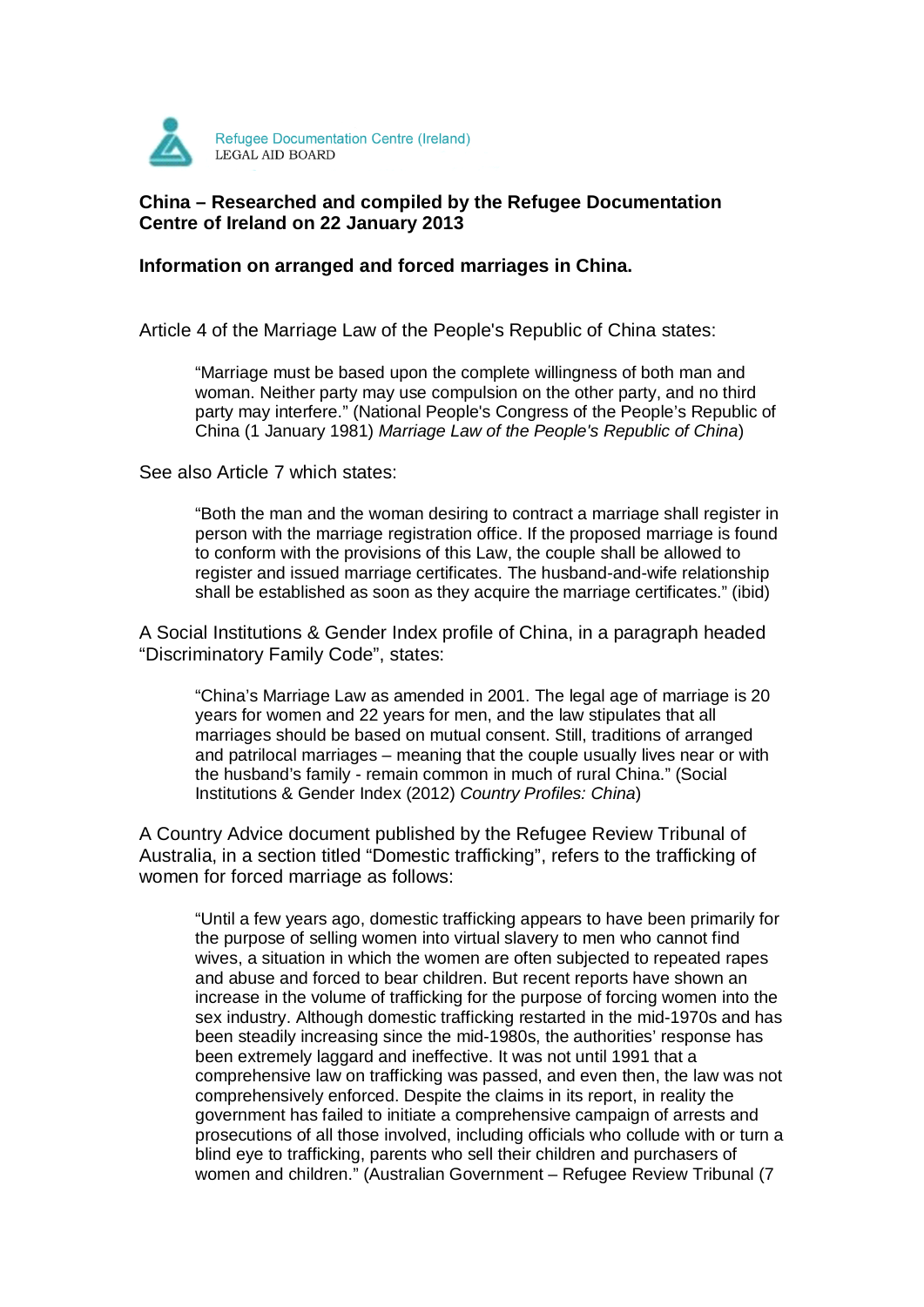Refugee Documentation Centre (Ireland)
LEGAL AID BOARD

**China – Researched and compiled by the Refugee Documentation Centre of Ireland on 22 January 2013**

**Information on arranged and forced marriages in China.**

Article 4 of the Marriage Law of the People's Republic of China states:

> "Marriage must be based upon the complete willingness of both man and woman. Neither party may use compulsion on the other party, and no third party may interfere." (National People's Congress of the People's Republic of China (1 January 1981) *Marriage Law of the People's Republic of China*)

See also Article 7 which states:

> "Both the man and the woman desiring to contract a marriage shall register in person with the marriage registration office. If the proposed marriage is found to conform with the provisions of this Law, the couple shall be allowed to register and issued marriage certificates. The husband-and-wife relationship shall be established as soon as they acquire the marriage certificates." (ibid)

A Social Institutions & Gender Index profile of China, in a paragraph headed "Discriminatory Family Code", states:

> "China's Marriage Law as amended in 2001. The legal age of marriage is 20 years for women and 22 years for men, and the law stipulates that all marriages should be based on mutual consent. Still, traditions of arranged and patrilocal marriages – meaning that the couple usually lives near or with the husband's family - remain common in much of rural China." (Social Institutions & Gender Index (2012) *Country Profiles: China*)

A Country Advice document published by the Refugee Review Tribunal of Australia, in a section titled "Domestic trafficking", refers to the trafficking of women for forced marriage as follows:

> "Until a few years ago, domestic trafficking appears to have been primarily for the purpose of selling women into virtual slavery to men who cannot find wives, a situation in which the women are often subjected to repeated rapes and abuse and forced to bear children. But recent reports have shown an increase in the volume of trafficking for the purpose of forcing women into the sex industry. Although domestic trafficking restarted in the mid-1970s and has been steadily increasing since the mid-1980s, the authorities' response has been extremely laggard and ineffective. It was not until 1991 that a comprehensive law on trafficking was passed, and even then, the law was not comprehensively enforced. Despite the claims in its report, in reality the government has failed to initiate a comprehensive campaign of arrests and prosecutions of all those involved, including officials who collude with or turn a blind eye to trafficking, parents who sell their children and purchasers of women and children." (Australian Government – Refugee Review Tribunal (7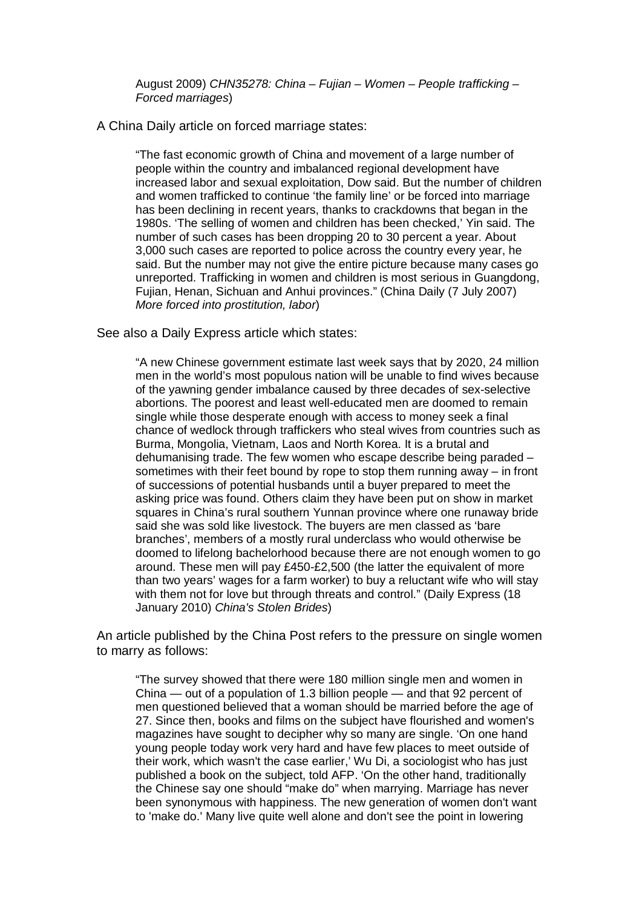August 2009) *CHN35278: China – Fujian – Women – People trafficking – Forced marriages*)

A China Daily article on forced marriage states:

> "The fast economic growth of China and movement of a large number of people within the country and imbalanced regional development have increased labor and sexual exploitation, Dow said. But the number of children and women trafficked to continue 'the family line' or be forced into marriage has been declining in recent years, thanks to crackdowns that began in the 1980s. 'The selling of women and children has been checked,' Yin said. The number of such cases has been dropping 20 to 30 percent a year. About 3,000 such cases are reported to police across the country every year, he said. But the number may not give the entire picture because many cases go unreported. Trafficking in women and children is most serious in Guangdong, Fujian, Henan, Sichuan and Anhui provinces." (China Daily (7 July 2007) *More forced into prostitution, labor*)

See also a Daily Express article which states:

> "A new Chinese government estimate last week says that by 2020, 24 million men in the world's most populous nation will be unable to find wives because of the yawning gender imbalance caused by three decades of sex-selective abortions. The poorest and least well-educated men are doomed to remain single while those desperate enough with access to money seek a final chance of wedlock through traffickers who steal wives from countries such as Burma, Mongolia, Vietnam, Laos and North Korea. It is a brutal and dehumanising trade. The few women who escape describe being paraded – sometimes with their feet bound by rope to stop them running away – in front of successions of potential husbands until a buyer prepared to meet the asking price was found. Others claim they have been put on show in market squares in China's rural southern Yunnan province where one runaway bride said she was sold like livestock. The buyers are men classed as 'bare branches', members of a mostly rural underclass who would otherwise be doomed to lifelong bachelorhood because there are not enough women to go around. These men will pay £450-£2,500 (the latter the equivalent of more than two years' wages for a farm worker) to buy a reluctant wife who will stay with them not for love but through threats and control." (Daily Express (18 January 2010) *China's Stolen Brides*)

An article published by the China Post refers to the pressure on single women to marry as follows:

> "The survey showed that there were 180 million single men and women in China — out of a population of 1.3 billion people — and that 92 percent of men questioned believed that a woman should be married before the age of 27. Since then, books and films on the subject have flourished and women's magazines have sought to decipher why so many are single. 'On one hand young people today work very hard and have few places to meet outside of their work, which wasn't the case earlier,' Wu Di, a sociologist who has just published a book on the subject, told AFP. 'On the other hand, traditionally the Chinese say one should "make do" when marrying. Marriage has never been synonymous with happiness. The new generation of women don't want to 'make do.' Many live quite well alone and don't see the point in lowering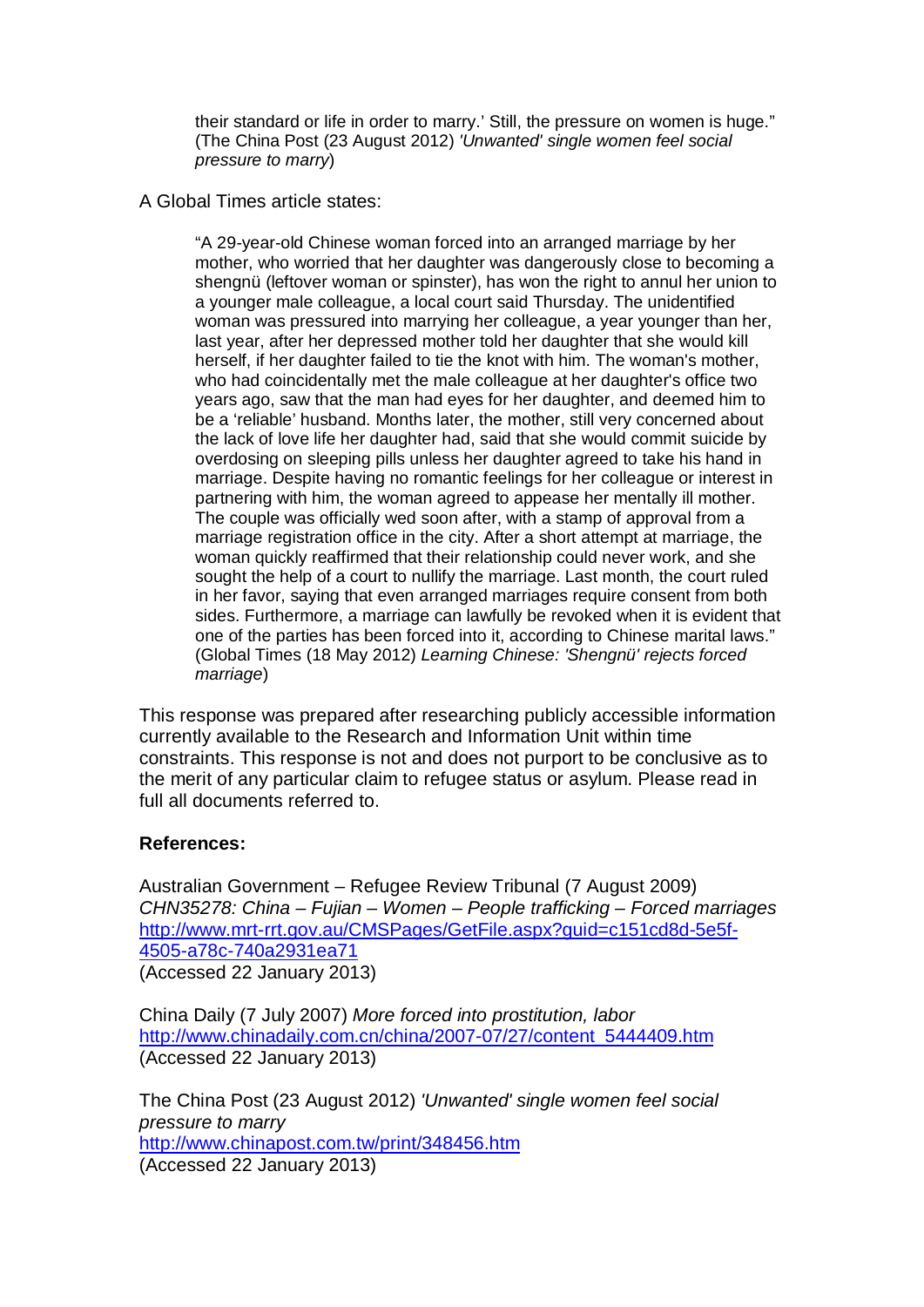> their standard or life in order to marry.' Still, the pressure on women is huge." (The China Post (23 August 2012) *'Unwanted' single women feel social pressure to marry*)

A Global Times article states:

> "A 29-year-old Chinese woman forced into an arranged marriage by her mother, who worried that her daughter was dangerously close to becoming a shengnü (leftover woman or spinster), has won the right to annul her union to a younger male colleague, a local court said Thursday. The unidentified woman was pressured into marrying her colleague, a year younger than her, last year, after her depressed mother told her daughter that she would kill herself, if her daughter failed to tie the knot with him. The woman's mother, who had coincidentally met the male colleague at her daughter's office two years ago, saw that the man had eyes for her daughter, and deemed him to be a 'reliable' husband. Months later, the mother, still very concerned about the lack of love life her daughter had, said that she would commit suicide by overdosing on sleeping pills unless her daughter agreed to take his hand in marriage. Despite having no romantic feelings for her colleague or interest in partnering with him, the woman agreed to appease her mentally ill mother. The couple was officially wed soon after, with a stamp of approval from a marriage registration office in the city. After a short attempt at marriage, the woman quickly reaffirmed that their relationship could never work, and she sought the help of a court to nullify the marriage. Last month, the court ruled in her favor, saying that even arranged marriages require consent from both sides. Furthermore, a marriage can lawfully be revoked when it is evident that one of the parties has been forced into it, according to Chinese marital laws." (Global Times (18 May 2012) *Learning Chinese: 'Shengnü' rejects forced marriage*)

This response was prepared after researching publicly accessible information currently available to the Research and Information Unit within time constraints. This response is not and does not purport to be conclusive as to the merit of any particular claim to refugee status or asylum. Please read in full all documents referred to.

**References:**

Australian Government – Refugee Review Tribunal (7 August 2009) *CHN35278: China – Fujian – Women – People trafficking – Forced marriages*
http://www.mrt-rrt.gov.au/CMSPages/GetFile.aspx?guid=c151cd8d-5e5f-4505-a78c-740a2931ea71
(Accessed 22 January 2013)

China Daily (7 July 2007) *More forced into prostitution, labor*
http://www.chinadaily.com.cn/china/2007-07/27/content_5444409.htm
(Accessed 22 January 2013)

The China Post (23 August 2012) *'Unwanted' single women feel social pressure to marry*
http://www.chinapost.com.tw/print/348456.htm
(Accessed 22 January 2013)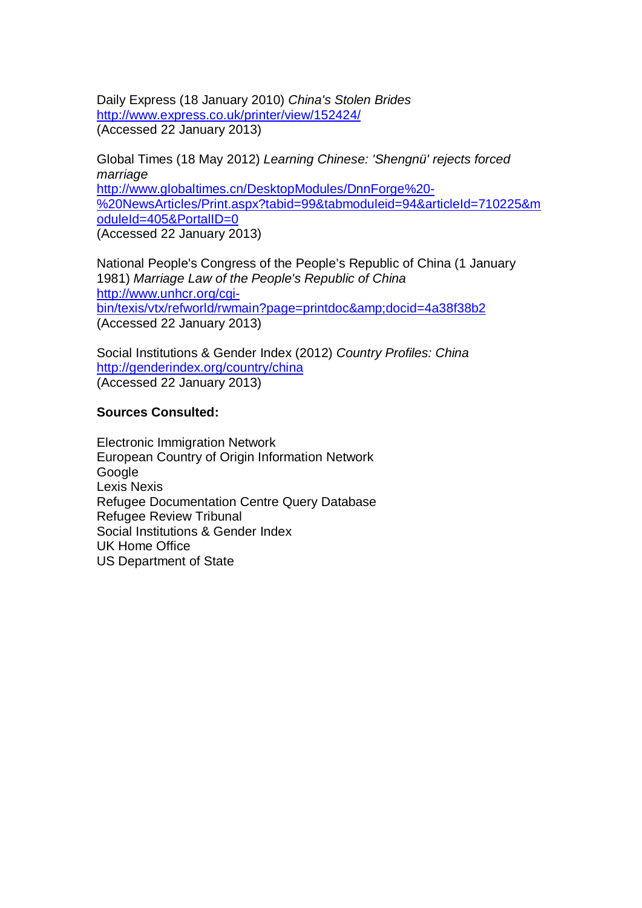Daily Express (18 January 2010) *China's Stolen Brides*
http://www.express.co.uk/printer/view/152424/
(Accessed 22 January 2013)

Global Times (18 May 2012) *Learning Chinese: 'Shengnü' rejects forced marriage*
http://www.globaltimes.cn/DesktopModules/DnnForge%20-%20NewsArticles/Print.aspx?tabid=99&tabmoduleid=94&articleId=710225&moduleId=405&PortalID=0
(Accessed 22 January 2013)

National People's Congress of the People's Republic of China (1 January 1981) *Marriage Law of the People's Republic of China*
http://www.unhcr.org/cgi-bin/texis/vtx/refworld/rwmain?page=printdoc&amp;docid=4a38f38b2
(Accessed 22 January 2013)

Social Institutions & Gender Index (2012) *Country Profiles: China*
http://genderindex.org/country/china
(Accessed 22 January 2013)

**Sources Consulted:**

Electronic Immigration Network
European Country of Origin Information Network
Google
Lexis Nexis
Refugee Documentation Centre Query Database
Refugee Review Tribunal
Social Institutions & Gender Index
UK Home Office
US Department of State